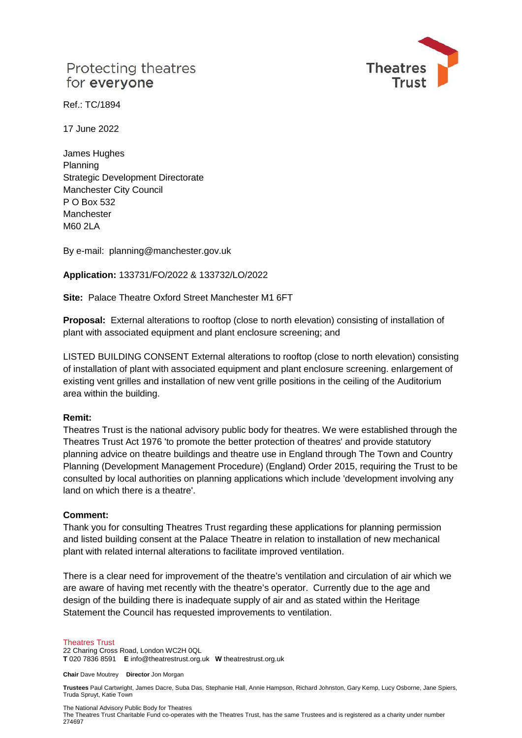Protecting theatres
for **everyone**

Theatres Trust

Ref.: TC/1894

17 June 2022

James Hughes
Planning
Strategic Development Directorate
Manchester City Council
P O Box 532
Manchester
M60 2LA

By e-mail: planning@manchester.gov.uk

**Application:** 133731/FO/2022 & 133732/LO/2022

**Site:** Palace Theatre Oxford Street Manchester M1 6FT

**Proposal:** External alterations to rooftop (close to north elevation) consisting of installation of plant with associated equipment and plant enclosure screening; and

LISTED BUILDING CONSENT External alterations to rooftop (close to north elevation) consisting of installation of plant with associated equipment and plant enclosure screening. enlargement of existing vent grilles and installation of new vent grille positions in the ceiling of the Auditorium area within the building.

**Remit:**

Theatres Trust is the national advisory public body for theatres. We were established through the Theatres Trust Act 1976 'to promote the better protection of theatres' and provide statutory planning advice on theatre buildings and theatre use in England through The Town and Country Planning (Development Management Procedure) (England) Order 2015, requiring the Trust to be consulted by local authorities on planning applications which include 'development involving any land on which there is a theatre'.

**Comment:**

Thank you for consulting Theatres Trust regarding these applications for planning permission and listed building consent at the Palace Theatre in relation to installation of new mechanical plant with related internal alterations to facilitate improved ventilation.

There is a clear need for improvement of the theatre's ventilation and circulation of air which we are aware of having met recently with the theatre's operator. Currently due to the age and design of the building there is inadequate supply of air and as stated within the Heritage Statement the Council has requested improvements to ventilation.

Theatres Trust
22 Charing Cross Road, London WC2H 0QL
**T** 020 7836 8591 **E** info@theatrestrust.org.uk **W** theatrestrust.org.uk

**Chair** Dave Moutrey **Director** Jon Morgan

**Trustees** Paul Cartwright, James Dacre, Suba Das, Stephanie Hall, Annie Hampson, Richard Johnston, Gary Kemp, Lucy Osborne, Jane Spiers, Truda Spruyt, Katie Town

The National Advisory Public Body for Theatres
The Theatres Trust Charitable Fund co-operates with the Theatres Trust, has the same Trustees and is registered as a charity under number 274697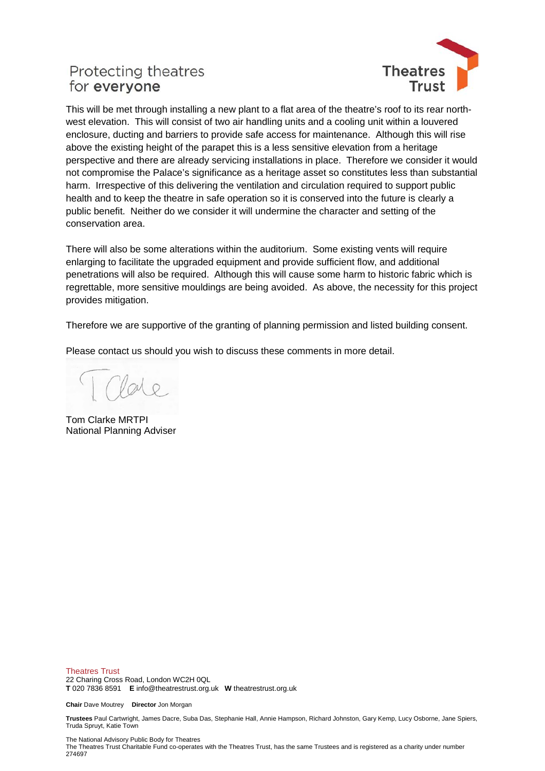This will be met through installing a new plant to a flat area of the theatre's roof to its rear north-west elevation. This will consist of two air handling units and a cooling unit within a louvered enclosure, ducting and barriers to provide safe access for maintenance. Although this will rise above the existing height of the parapet this is a less sensitive elevation from a heritage perspective and there are already servicing installations in place. Therefore we consider it would not compromise the Palace's significance as a heritage asset so constitutes less than substantial harm. Irrespective of this delivering the ventilation and circulation required to support public health and to keep the theatre in safe operation so it is conserved into the future is clearly a public benefit. Neither do we consider it will undermine the character and setting of the conservation area.

There will also be some alterations within the auditorium. Some existing vents will require enlarging to facilitate the upgraded equipment and provide sufficient flow, and additional penetrations will also be required. Although this will cause some harm to historic fabric which is regrettable, more sensitive mouldings are being avoided. As above, the necessity for this project provides mitigation.

Therefore we are supportive of the granting of planning permission and listed building consent.

Please contact us should you wish to discuss these comments in more detail.

Tom Clarke MRTPI
National Planning Adviser

Theatres Trust
22 Charing Cross Road, London WC2H 0QL
**T** 020 7836 8591 **E** info@theatrestrust.org.uk **W** theatrestrust.org.uk

**Chair** Dave Moutrey **Director** Jon Morgan

**Trustees** Paul Cartwright, James Dacre, Suba Das, Stephanie Hall, Annie Hampson, Richard Johnston, Gary Kemp, Lucy Osborne, Jane Spiers, Truda Spruyt, Katie Town

The National Advisory Public Body for Theatres
The Theatres Trust Charitable Fund co-operates with the Theatres Trust, has the same Trustees and is registered as a charity under number 274697